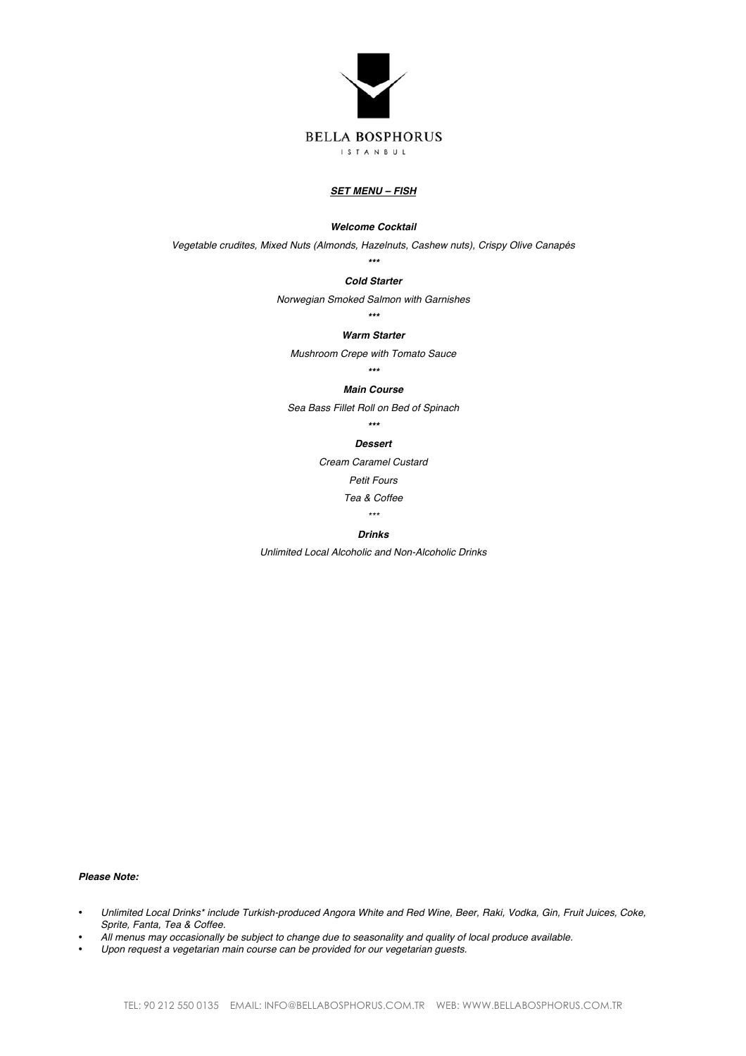**BELLA BOSPHORUS**

ISTANBUL

## ***SET MENU – FISH***

***Welcome Cocktail***

*Vegetable crudites, Mixed Nuts (Almonds, Hazelnuts, Cashew nuts), Crispy Olive Canapés*

***

***Cold Starter***

*Norwegian Smoked Salmon with Garnishes*

***

***Warm Starter***

*Mushroom Crepe with Tomato Sauce*

***

***Main Course***

*Sea Bass Fillet Roll on Bed of Spinach*

***

***Dessert***

*Cream Caramel Custard*

*Petit Fours*

*Tea & Coffee*

***

***Drinks***

*Unlimited Local Alcoholic and Non-Alcoholic Drinks*

***Please Note:***

- *Unlimited Local Drinks* include Turkish-produced Angora White and Red Wine, Beer, Raki, Vodka, Gin, Fruit Juices, Coke, Sprite, Fanta, Tea & Coffee.*
- *All menus may occasionally be subject to change due to seasonality and quality of local produce available.*
- *Upon request a vegetarian main course can be provided for our vegetarian guests.*

TEL: 90 212 550 0135 EMAIL: INFO@BELLABOSPHORUS.COM.TR WEB: WWW.BELLABOSPHORUS.COM.TR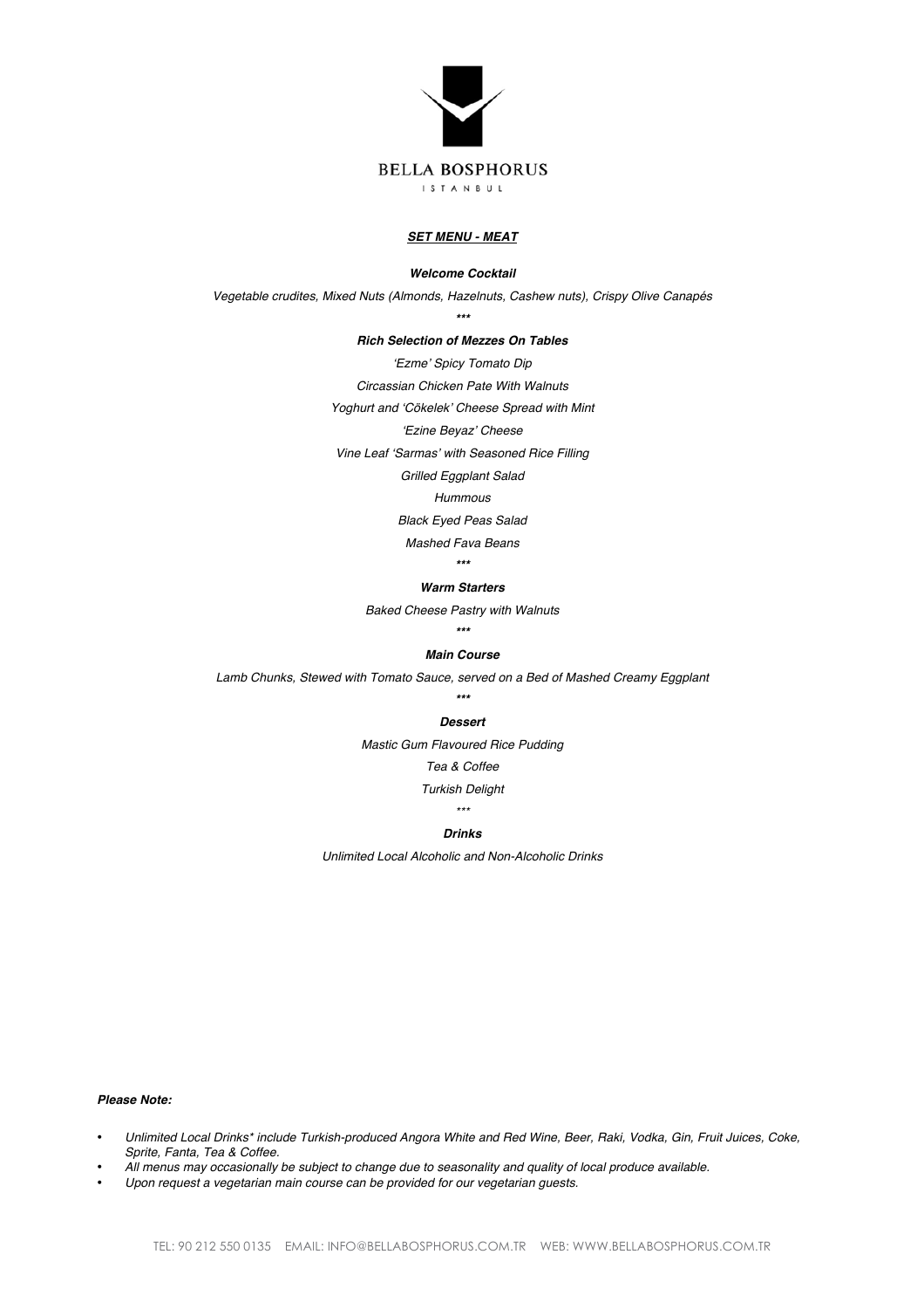BELLA BOSPHORUS

ISTANBUL

## ***SET MENU - MEAT***

***Welcome Cocktail***

*Vegetable crudites, Mixed Nuts (Almonds, Hazelnuts, Cashew nuts), Crispy Olive Canapés*

\*\*\*

***Rich Selection of Mezzes On Tables***

*'Ezme' Spicy Tomato Dip*

*Circassian Chicken Pate With Walnuts*

*Yoghurt and 'Cökelek' Cheese Spread with Mint*

*'Ezine Beyaz' Cheese*

*Vine Leaf 'Sarmas' with Seasoned Rice Filling*

*Grilled Eggplant Salad*

*Hummous*

*Black Eyed Peas Salad*

*Mashed Fava Beans*

\*\*\*

***Warm Starters***

*Baked Cheese Pastry with Walnuts*

\*\*\*

***Main Course***

*Lamb Chunks, Stewed with Tomato Sauce, served on a Bed of Mashed Creamy Eggplant*

\*\*\*

***Dessert***

*Mastic Gum Flavoured Rice Pudding*

*Tea & Coffee*

*Turkish Delight*

\*\*\*

***Drinks***

*Unlimited Local Alcoholic and Non-Alcoholic Drinks*

***Please Note:***

- *Unlimited Local Drinks\* include Turkish-produced Angora White and Red Wine, Beer, Raki, Vodka, Gin, Fruit Juices, Coke, Sprite, Fanta, Tea & Coffee.*
- *All menus may occasionally be subject to change due to seasonality and quality of local produce available.*
- *Upon request a vegetarian main course can be provided for our vegetarian guests.*

TEL: 90 212 550 0135 EMAIL: INFO@BELLABOSPHORUS.COM.TR WEB: WWW.BELLABOSPHORUS.COM.TR